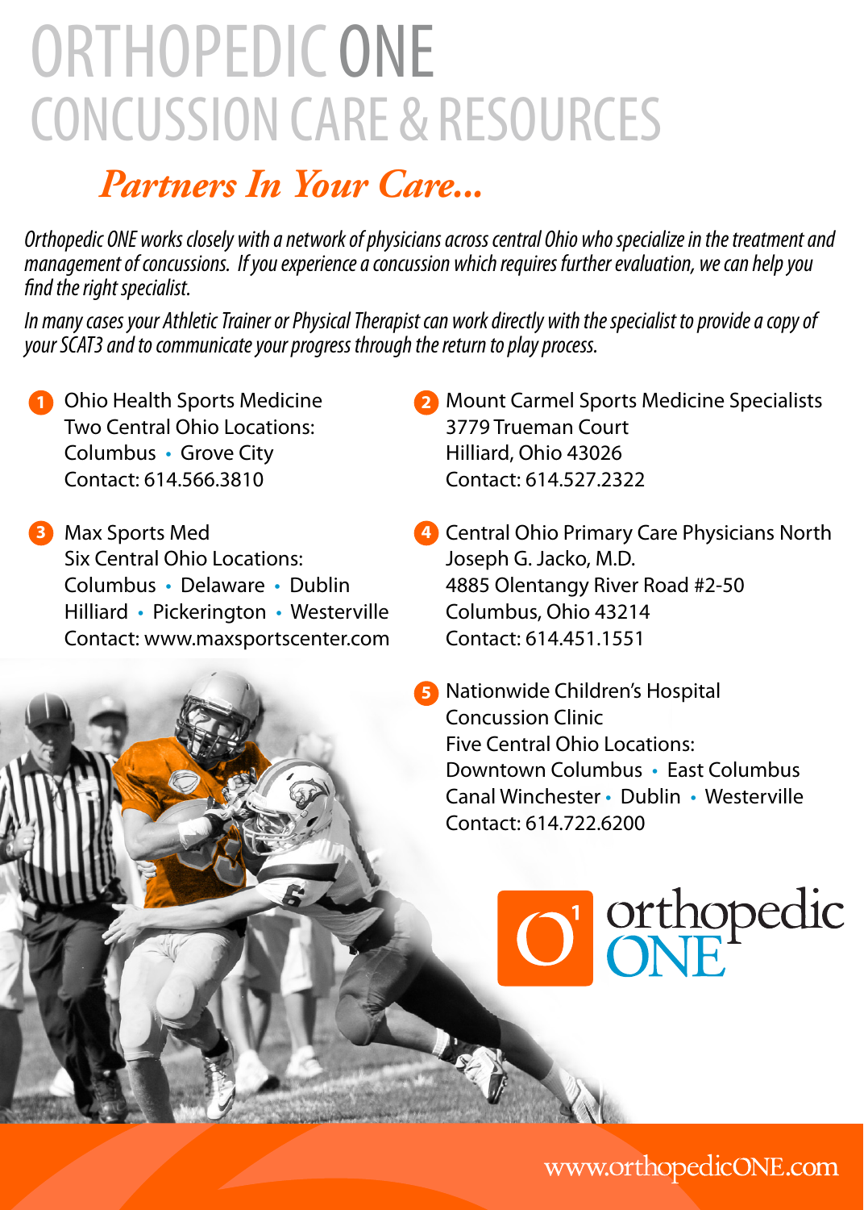# ORTHOPEDIC ONE
## CONCUSSION CARE & RESOURCES

### *Partners In Your Care...*

*Orthopedic ONE works closely with a network of physicians across central Ohio who specialize in the treatment and management of concussions. If you experience a concussion which requires further evaluation, we can help you find the right specialist.*

*In many cases your Athletic Trainer or Physical Therapist can work directly with the specialist to provide a copy of your SCAT3 and to communicate your progress through the return to play process.*

1. Ohio Health Sports Medicine
   Two Central Ohio Locations:
   Columbus • Grove City
   Contact: 614.566.3810

2. Mount Carmel Sports Medicine Specialists
   3779 Trueman Court
   Hilliard, Ohio 43026
   Contact: 614.527.2322

3. Max Sports Med
   Six Central Ohio Locations:
   Columbus • Delaware • Dublin
   Hilliard • Pickerington • Westerville
   Contact: www.maxsportscenter.com

4. Central Ohio Primary Care Physicians North
   Joseph G. Jacko, M.D.
   4885 Olentangy River Road #2-50
   Columbus, Ohio 43214
   Contact: 614.451.1551

5. Nationwide Children's Hospital
   Concussion Clinic
   Five Central Ohio Locations:
   Downtown Columbus • East Columbus
   Canal Winchester • Dublin • Westerville
   Contact: 614.722.6200

orthopedic ONE

www.orthopedicONE.com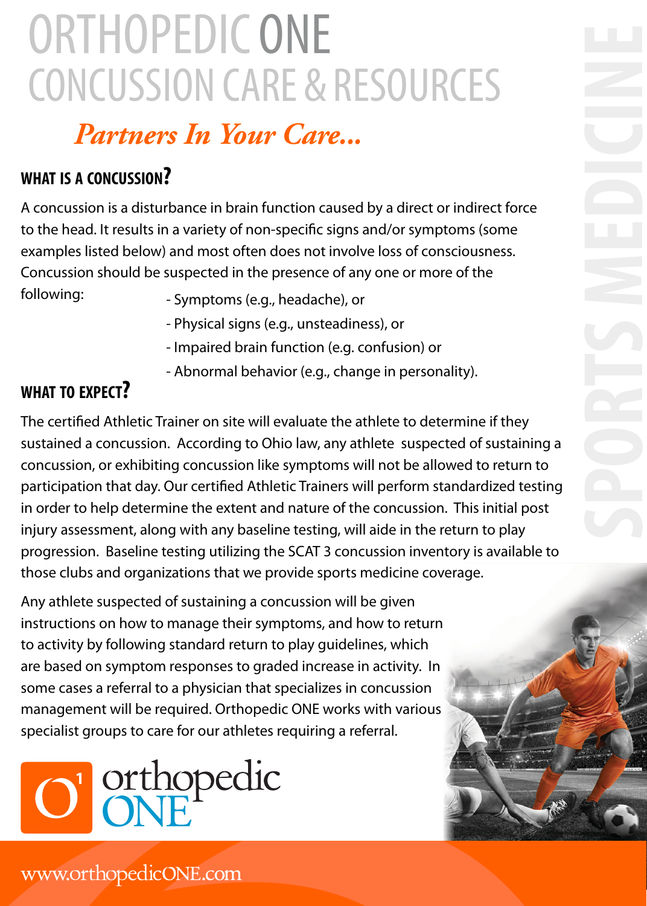# ORTHOPEDIC ONE
# CONCUSSION CARE & RESOURCES

*Partners In Your Care...*

SPORTS MEDICINE

## WHAT IS A CONCUSSION?

A concussion is a disturbance in brain function caused by a direct or indirect force to the head. It results in a variety of non-specific signs and/or symptoms (some examples listed below) and most often does not involve loss of consciousness. Concussion should be suspected in the presence of any one or more of the following:

- Symptoms (e.g., headache), or
- Physical signs (e.g., unsteadiness), or
- Impaired brain function (e.g. confusion) or
- Abnormal behavior (e.g., change in personality).

## WHAT TO EXPECT?

The certified Athletic Trainer on site will evaluate the athlete to determine if they sustained a concussion. According to Ohio law, any athlete suspected of sustaining a concussion, or exhibiting concussion like symptoms will not be allowed to return to participation that day. Our certified Athletic Trainers will perform standardized testing in order to help determine the extent and nature of the concussion. This initial post injury assessment, along with any baseline testing, will aide in the return to play progression. Baseline testing utilizing the SCAT 3 concussion inventory is available to those clubs and organizations that we provide sports medicine coverage.

Any athlete suspected of sustaining a concussion will be given instructions on how to manage their symptoms, and how to return to activity by following standard return to play guidelines, which are based on symptom responses to graded increase in activity. In some cases a referral to a physician that specializes in concussion management will be required. Orthopedic ONE works with various specialist groups to care for our athletes requiring a referral.

orthopedic ONE

www.orthopedicONE.com